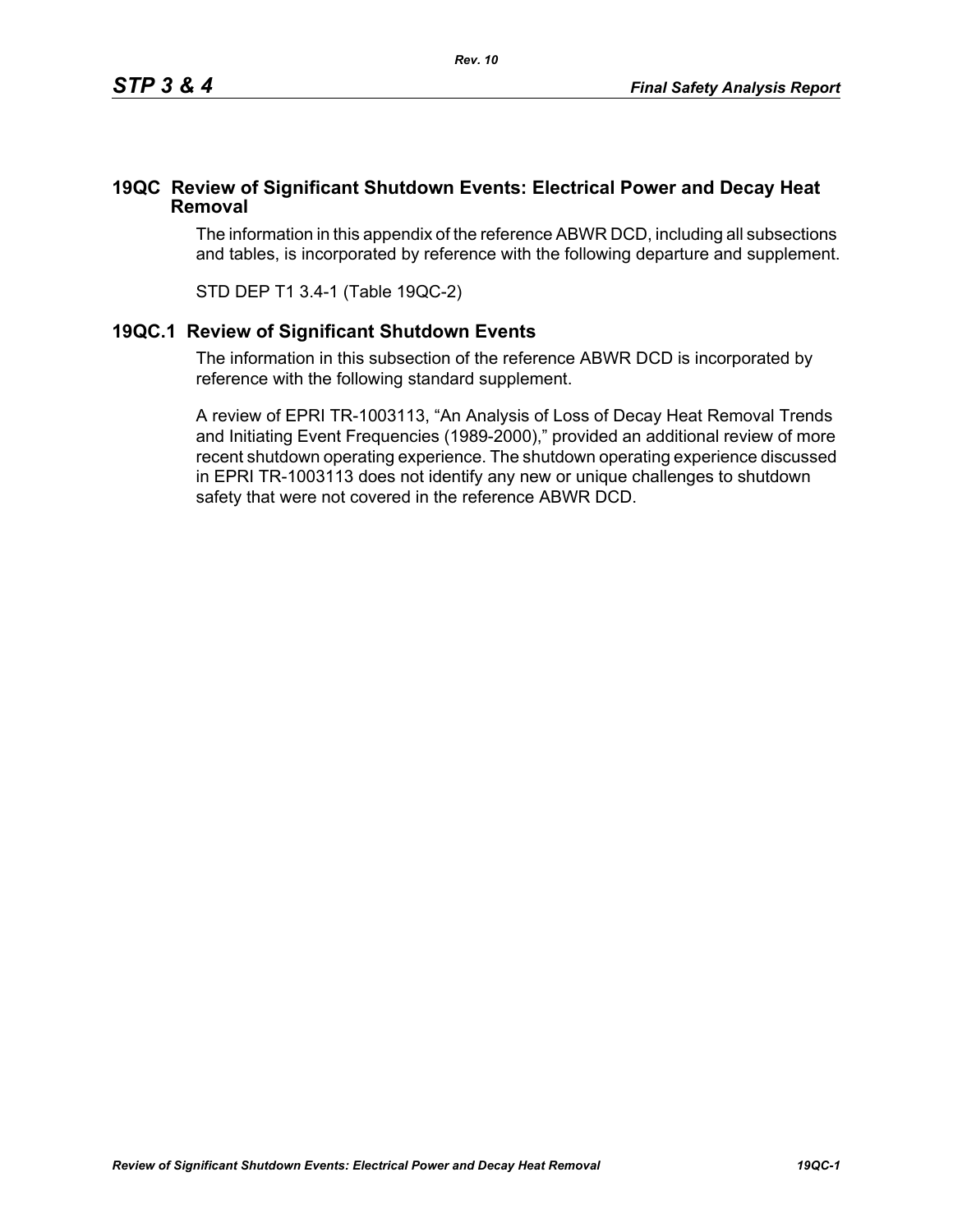# 19QC Review of Significant Shutdown Events: Electrical Power and Decay Heat Removal

The information in this appendix of the reference ABWR DCD, including all subsections and tables, is incorporated by reference with the following departure and supplement.

STD DEP T1 3.4-1 (Table 19QC-2)

## 19QC.1 Review of Significant Shutdown Events

The information in this subsection of the reference ABWR DCD is incorporated by reference with the following standard supplement.

A review of EPRI TR-1003113, “An Analysis of Loss of Decay Heat Removal Trends and Initiating Event Frequencies (1989-2000),” provided an additional review of more recent shutdown operating experience. The shutdown operating experience discussed in EPRI TR-1003113 does not identify any new or unique challenges to shutdown safety that were not covered in the reference ABWR DCD.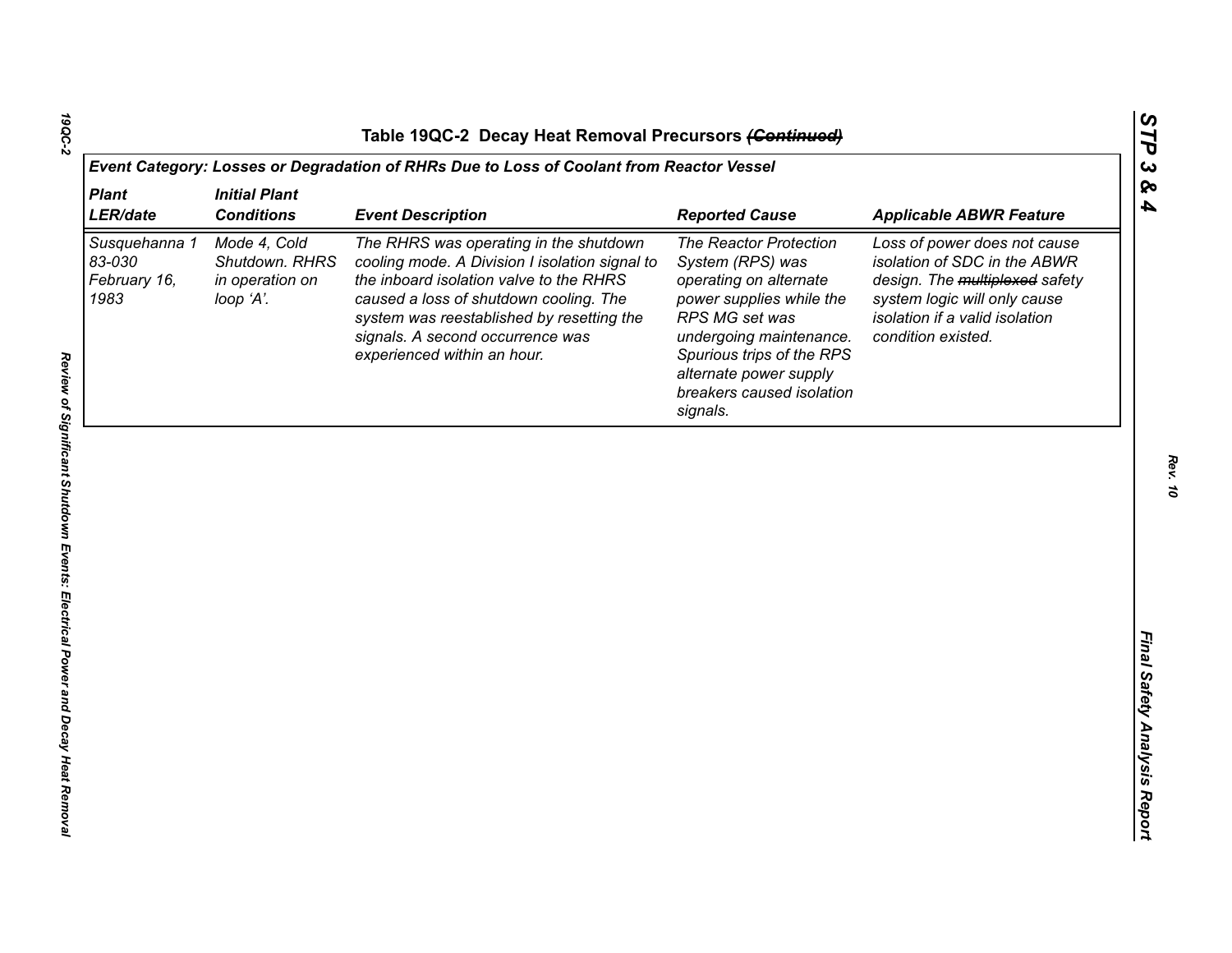# Table 19QC-2 Decay Heat Removal Precursors ~~(Continued)~~

| Event Category: Losses or Degradation of RHRs Due to Loss of Coolant from Reactor Vessel | | | | |
|---|---|---|---|---|
| ***Plant LER/date*** | ***Initial Plant Conditions*** | ***Event Description*** | ***Reported Cause*** | ***Applicable ABWR Feature*** |
| *Susquehanna 1 83-030 February 16, 1983* | *Mode 4, Cold Shutdown. RHRS in operation on loop 'A'.* | *The RHRS was operating in the shutdown cooling mode. A Division I isolation signal to the inboard isolation valve to the RHRS caused a loss of shutdown cooling. The system was reestablished by resetting the signals. A second occurrence was experienced within an hour.* | *The Reactor Protection System (RPS) was operating on alternate power supplies while the RPS MG set was undergoing maintenance. Spurious trips of the RPS alternate power supply breakers caused isolation signals.* | *Loss of power does not cause isolation of SDC in the ABWR design. The ~~multiplexed~~ safety system logic will only cause isolation if a valid isolation condition existed.* |